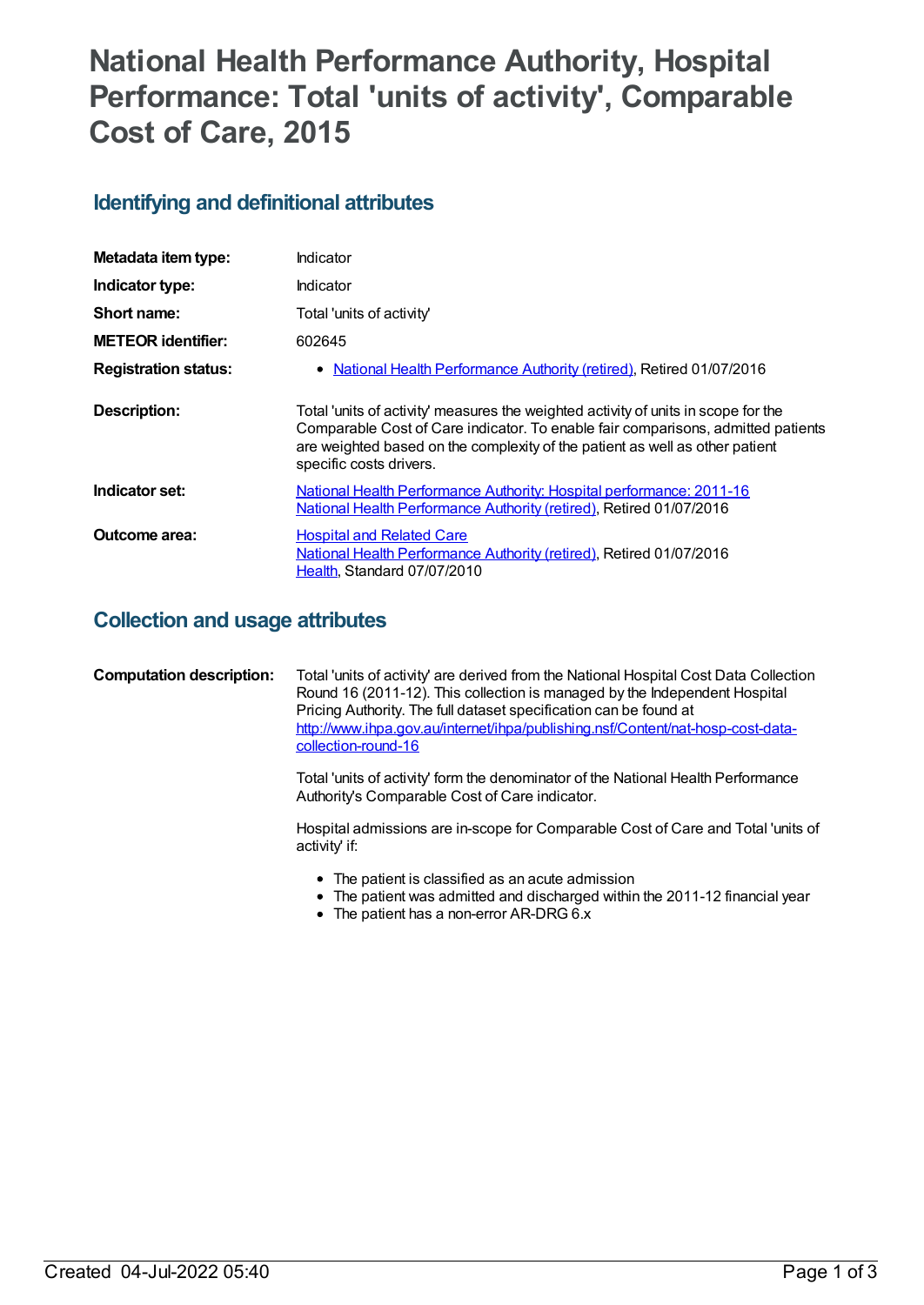# National Health Performance Authority, Hospital Performance: Total 'units of activity', Comparable Cost of Care, 2015

## Identifying and definitional attributes

| | |
|---|---|
| **Metadata item type:** | Indicator |
| **Indicator type:** | Indicator |
| **Short name:** | Total 'units of activity' |
| **METEOR identifier:** | 602645 |
| **Registration status:** | • National Health Performance Authority (retired), Retired 01/07/2016 |
| **Description:** | Total 'units of activity' measures the weighted activity of units in scope for the Comparable Cost of Care indicator. To enable fair comparisons, admitted patients are weighted based on the complexity of the patient as well as other patient specific costs drivers. |
| **Indicator set:** | National Health Performance Authority: Hospital performance: 2011-16<br>National Health Performance Authority (retired), Retired 01/07/2016 |
| **Outcome area:** | Hospital and Related Care<br>National Health Performance Authority (retired), Retired 01/07/2016<br>Health, Standard 07/07/2010 |

## Collection and usage attributes

**Computation description:**

Total 'units of activity' are derived from the National Hospital Cost Data Collection Round 16 (2011-12). This collection is managed by the Independent Hospital Pricing Authority. The full dataset specification can be found at http://www.ihpa.gov.au/internet/ihpa/publishing.nsf/Content/nat-hosp-cost-data-collection-round-16

Total 'units of activity' form the denominator of the National Health Performance Authority's Comparable Cost of Care indicator.

Hospital admissions are in-scope for Comparable Cost of Care and Total 'units of activity' if:

- The patient is classified as an acute admission
- The patient was admitted and discharged within the 2011-12 financial year
- The patient has a non-error AR-DRG 6.x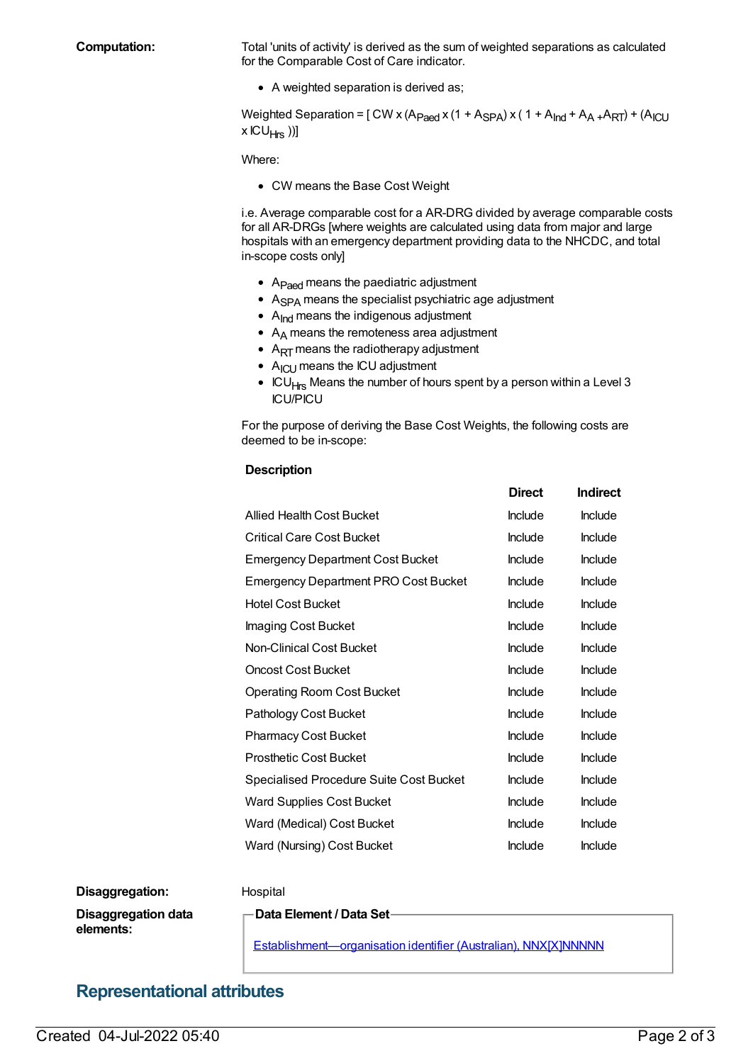**Computation:**

Total 'units of activity' is derived as the sum of weighted separations as calculated for the Comparable Cost of Care indicator.

- A weighted separation is derived as;

Weighted Separation = [ CW x ($A_{Paed}$ x (1 + $A_{SPA}$) x ( 1 + $A_{Ind}$ + $A_A$ +$A_{RT}$) + ($A_{ICU}$ x $ICU_{Hrs}$ ))]

Where:

- CW means the Base Cost Weight

i.e. Average comparable cost for a AR-DRG divided by average comparable costs for all AR-DRGs [where weights are calculated using data from major and large hospitals with an emergency department providing data to the NHCDC, and total in-scope costs only]

- $A_{Paed}$ means the paediatric adjustment
- $A_{SPA}$ means the specialist psychiatric age adjustment
- $A_{Ind}$ means the indigenous adjustment
- $A_A$ means the remoteness area adjustment
- $A_{RT}$ means the radiotherapy adjustment
- $A_{ICU}$ means the ICU adjustment
- $ICU_{Hrs}$ Means the number of hours spent by a person within a Level 3 ICU/PICU

For the purpose of deriving the Base Cost Weights, the following costs are deemed to be in-scope:

| Description | Direct | Indirect |
|---|---|---|
| Allied Health Cost Bucket | Include | Include |
| Critical Care Cost Bucket | Include | Include |
| Emergency Department Cost Bucket | Include | Include |
| Emergency Department PRO Cost Bucket | Include | Include |
| Hotel Cost Bucket | Include | Include |
| Imaging Cost Bucket | Include | Include |
| Non-Clinical Cost Bucket | Include | Include |
| Oncost Cost Bucket | Include | Include |
| Operating Room Cost Bucket | Include | Include |
| Pathology Cost Bucket | Include | Include |
| Pharmacy Cost Bucket | Include | Include |
| Prosthetic Cost Bucket | Include | Include |
| Specialised Procedure Suite Cost Bucket | Include | Include |
| Ward Supplies Cost Bucket | Include | Include |
| Ward (Medical) Cost Bucket | Include | Include |
| Ward (Nursing) Cost Bucket | Include | Include |

**Disaggregation:** Hospital

**Disaggregation data elements:**

**Data Element / Data Set**

Establishment—organisation identifier (Australian), NNX[X]NNNNN

## Representational attributes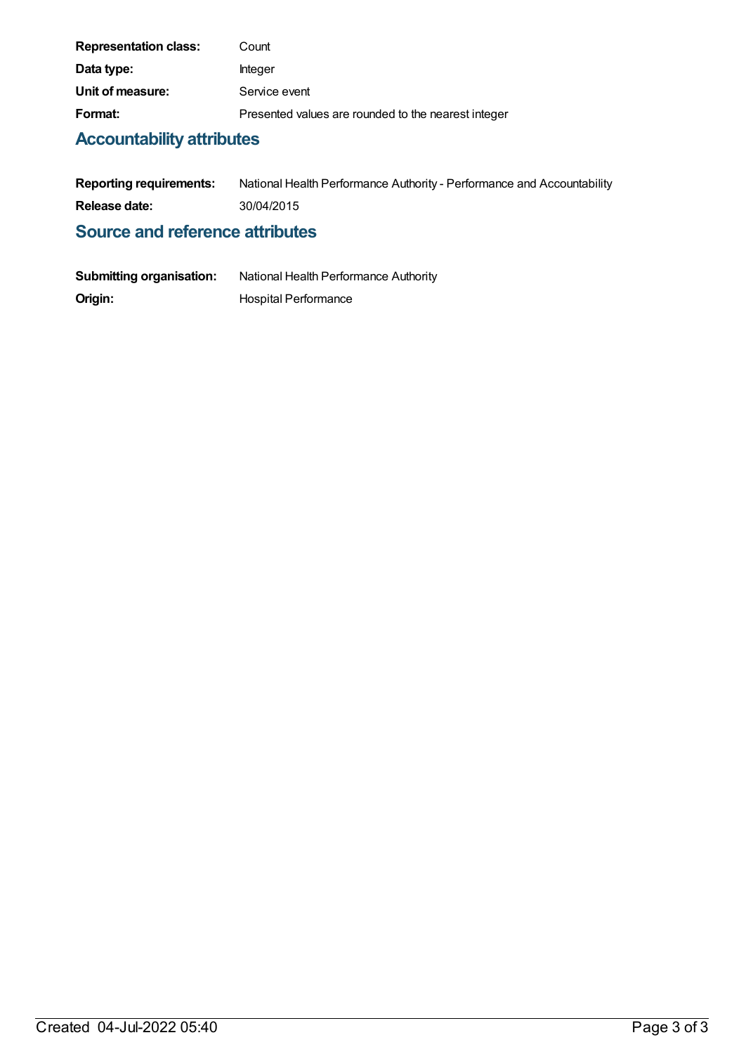| | |
|---|---|
| **Representation class:** | Count |
| **Data type:** | Integer |
| **Unit of measure:** | Service event |
| **Format:** | Presented values are rounded to the nearest integer |

## Accountability attributes

| | |
|---|---|
| **Reporting requirements:** | National Health Performance Authority - Performance and Accountability |
| **Release date:** | 30/04/2015 |

## Source and reference attributes

| | |
|---|---|
| **Submitting organisation:** | National Health Performance Authority |
| **Origin:** | Hospital Performance |